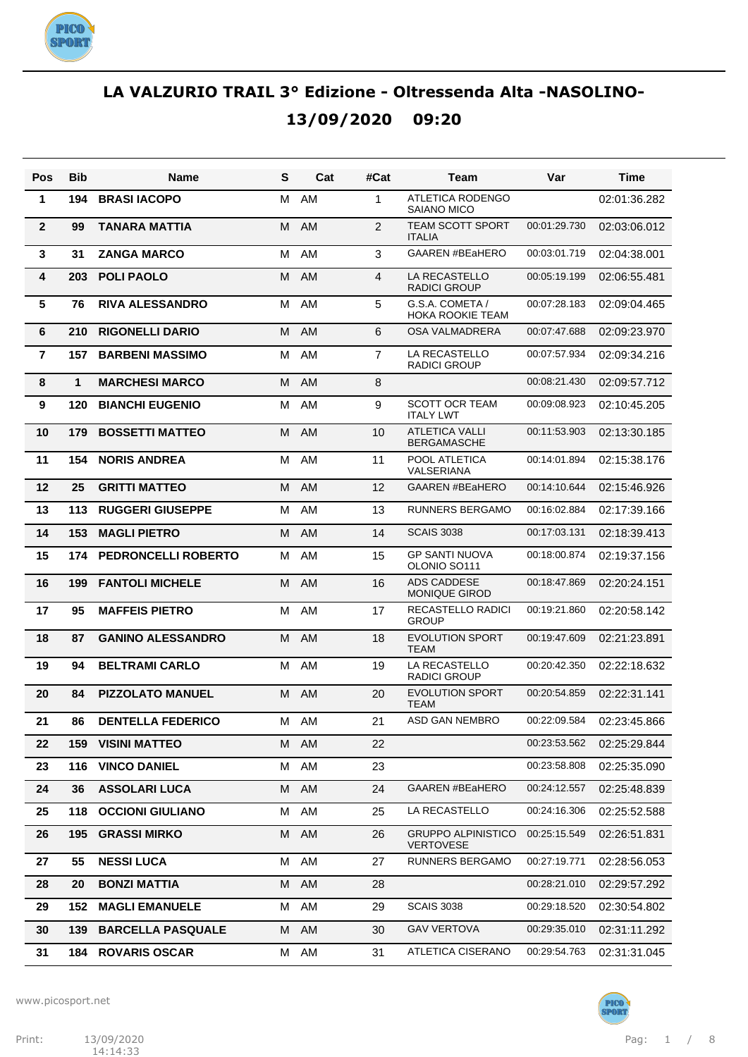# LA VALZURIO TRAIL 3° Edizione - Oltressenda Alta -NASOLINO-

## 13/09/2020 09:20

| Pos | Bib | Name | S | Cat | #Cat | Team | Var | Time |
|---|---|---|---|---|---|---|---|---|
| 1 | 194 | **BRASI IACOPO** | M | AM | 1 | ATLETICA RODENGO SAIANO MICO | | 02:01:36.282 |
| 2 | 99 | **TANARA MATTIA** | M | AM | 2 | TEAM SCOTT SPORT ITALIA | 00:01:29.730 | 02:03:06.012 |
| 3 | 31 | **ZANGA MARCO** | M | AM | 3 | GAAREN #BEaHERO | 00:03:01.719 | 02:04:38.001 |
| 4 | 203 | **POLI PAOLO** | M | AM | 4 | LA RECASTELLO RADICI GROUP | 00:05:19.199 | 02:06:55.481 |
| 5 | 76 | **RIVA ALESSANDRO** | M | AM | 5 | G.S.A. COMETA / HOKA ROOKIE TEAM | 00:07:28.183 | 02:09:04.465 |
| 6 | 210 | **RIGONELLI DARIO** | M | AM | 6 | OSA VALMADRERA | 00:07:47.688 | 02:09:23.970 |
| 7 | 157 | **BARBENI MASSIMO** | M | AM | 7 | LA RECASTELLO RADICI GROUP | 00:07:57.934 | 02:09:34.216 |
| 8 | 1 | **MARCHESI MARCO** | M | AM | 8 | | 00:08:21.430 | 02:09:57.712 |
| 9 | 120 | **BIANCHI EUGENIO** | M | AM | 9 | SCOTT OCR TEAM ITALY LWT | 00:09:08.923 | 02:10:45.205 |
| 10 | 179 | **BOSSETTI MATTEO** | M | AM | 10 | ATLETICA VALLI BERGAMASCHE | 00:11:53.903 | 02:13:30.185 |
| 11 | 154 | **NORIS ANDREA** | M | AM | 11 | POOL ATLETICA VALSERIANA | 00:14:01.894 | 02:15:38.176 |
| 12 | 25 | **GRITTI MATTEO** | M | AM | 12 | GAAREN #BEaHERO | 00:14:10.644 | 02:15:46.926 |
| 13 | 113 | **RUGGERI GIUSEPPE** | M | AM | 13 | RUNNERS BERGAMO | 00:16:02.884 | 02:17:39.166 |
| 14 | 153 | **MAGLI PIETRO** | M | AM | 14 | SCAIS 3038 | 00:17:03.131 | 02:18:39.413 |
| 15 | 174 | **PEDRONCELLI ROBERTO** | M | AM | 15 | GP SANTI NUOVA OLONIO SO111 | 00:18:00.874 | 02:19:37.156 |
| 16 | 199 | **FANTOLI MICHELE** | M | AM | 16 | ADS CADDESE MONIQUE GIROD | 00:18:47.869 | 02:20:24.151 |
| 17 | 95 | **MAFFEIS PIETRO** | M | AM | 17 | RECASTELLO RADICI GROUP | 00:19:21.860 | 02:20:58.142 |
| 18 | 87 | **GANINO ALESSANDRO** | M | AM | 18 | EVOLUTION SPORT TEAM | 00:19:47.609 | 02:21:23.891 |
| 19 | 94 | **BELTRAMI CARLO** | M | AM | 19 | LA RECASTELLO RADICI GROUP | 00:20:42.350 | 02:22:18.632 |
| 20 | 84 | **PIZZOLATO MANUEL** | M | AM | 20 | EVOLUTION SPORT TEAM | 00:20:54.859 | 02:22:31.141 |
| 21 | 86 | **DENTELLA FEDERICO** | M | AM | 21 | ASD GAN NEMBRO | 00:22:09.584 | 02:23:45.866 |
| 22 | 159 | **VISINI MATTEO** | M | AM | 22 | | 00:23:53.562 | 02:25:29.844 |
| 23 | 116 | **VINCO DANIEL** | M | AM | 23 | | 00:23:58.808 | 02:25:35.090 |
| 24 | 36 | **ASSOLARI LUCA** | M | AM | 24 | GAAREN #BEaHERO | 00:24:12.557 | 02:25:48.839 |
| 25 | 118 | **OCCIONI GIULIANO** | M | AM | 25 | LA RECASTELLO | 00:24:16.306 | 02:25:52.588 |
| 26 | 195 | **GRASSI MIRKO** | M | AM | 26 | GRUPPO ALPINISTICO VERTOVESE | 00:25:15.549 | 02:26:51.831 |
| 27 | 55 | **NESSI LUCA** | M | AM | 27 | RUNNERS BERGAMO | 00:27:19.771 | 02:28:56.053 |
| 28 | 20 | **BONZI MATTIA** | M | AM | 28 | | 00:28:21.010 | 02:29:57.292 |
| 29 | 152 | **MAGLI EMANUELE** | M | AM | 29 | SCAIS 3038 | 00:29:18.520 | 02:30:54.802 |
| 30 | 139 | **BARCELLA PASQUALE** | M | AM | 30 | GAV VERTOVA | 00:29:35.010 | 02:31:11.292 |
| 31 | 184 | **ROVARIS OSCAR** | M | AM | 31 | ATLETICA CISERANO | 00:29:54.763 | 02:31:31.045 |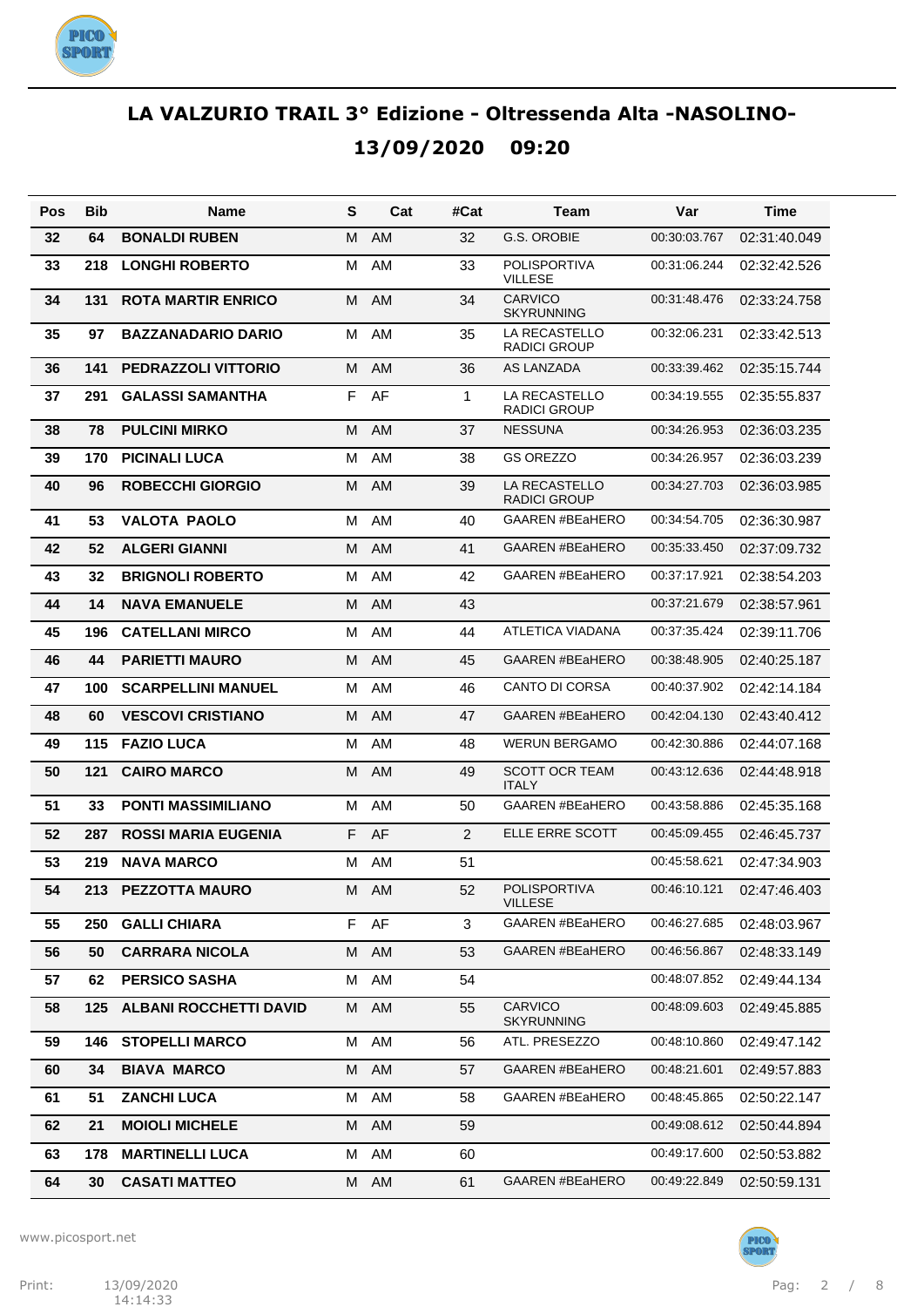## LA VALZURIO TRAIL 3° Edizione - Oltressenda Alta -NASOLINO-

## 13/09/2020 09:20

| Pos | Bib | Name | S | Cat | #Cat | Team | Var | Time |
|---|---|---|---|---|---|---|---|---|
| 32 | 64 | **BONALDI RUBEN** | M | AM | 32 | G.S. OROBIE | 00:30:03.767 | 02:31:40.049 |
| 33 | 218 | **LONGHI ROBERTO** | M | AM | 33 | POLISPORTIVA VILLESE | 00:31:06.244 | 02:32:42.526 |
| 34 | 131 | **ROTA MARTIR ENRICO** | M | AM | 34 | CARVICO SKYRUNNING | 00:31:48.476 | 02:33:24.758 |
| 35 | 97 | **BAZZANADARIO DARIO** | M | AM | 35 | LA RECASTELLO RADICI GROUP | 00:32:06.231 | 02:33:42.513 |
| 36 | 141 | **PEDRAZZOLI VITTORIO** | M | AM | 36 | AS LANZADA | 00:33:39.462 | 02:35:15.744 |
| 37 | 291 | **GALASSI SAMANTHA** | F | AF | 1 | LA RECASTELLO RADICI GROUP | 00:34:19.555 | 02:35:55.837 |
| 38 | 78 | **PULCINI MIRKO** | M | AM | 37 | NESSUNA | 00:34:26.953 | 02:36:03.235 |
| 39 | 170 | **PICINALI LUCA** | M | AM | 38 | GS OREZZO | 00:34:26.957 | 02:36:03.239 |
| 40 | 96 | **ROBECCHI GIORGIO** | M | AM | 39 | LA RECASTELLO RADICI GROUP | 00:34:27.703 | 02:36:03.985 |
| 41 | 53 | **VALOTA PAOLO** | M | AM | 40 | GAAREN #BEaHERO | 00:34:54.705 | 02:36:30.987 |
| 42 | 52 | **ALGERI GIANNI** | M | AM | 41 | GAAREN #BEaHERO | 00:35:33.450 | 02:37:09.732 |
| 43 | 32 | **BRIGNOLI ROBERTO** | M | AM | 42 | GAAREN #BEaHERO | 00:37:17.921 | 02:38:54.203 |
| 44 | 14 | **NAVA EMANUELE** | M | AM | 43 | | 00:37:21.679 | 02:38:57.961 |
| 45 | 196 | **CATELLANI MIRCO** | M | AM | 44 | ATLETICA VIADANA | 00:37:35.424 | 02:39:11.706 |
| 46 | 44 | **PARIETTI MAURO** | M | AM | 45 | GAAREN #BEaHERO | 00:38:48.905 | 02:40:25.187 |
| 47 | 100 | **SCARPELLINI MANUEL** | M | AM | 46 | CANTO DI CORSA | 00:40:37.902 | 02:42:14.184 |
| 48 | 60 | **VESCOVI CRISTIANO** | M | AM | 47 | GAAREN #BEaHERO | 00:42:04.130 | 02:43:40.412 |
| 49 | 115 | **FAZIO LUCA** | M | AM | 48 | WERUN BERGAMO | 00:42:30.886 | 02:44:07.168 |
| 50 | 121 | **CAIRO MARCO** | M | AM | 49 | SCOTT OCR TEAM ITALY | 00:43:12.636 | 02:44:48.918 |
| 51 | 33 | **PONTI MASSIMILIANO** | M | AM | 50 | GAAREN #BEaHERO | 00:43:58.886 | 02:45:35.168 |
| 52 | 287 | **ROSSI MARIA EUGENIA** | F | AF | 2 | ELLE ERRE SCOTT | 00:45:09.455 | 02:46:45.737 |
| 53 | 219 | **NAVA MARCO** | M | AM | 51 | | 00:45:58.621 | 02:47:34.903 |
| 54 | 213 | **PEZZOTTA MAURO** | M | AM | 52 | POLISPORTIVA VILLESE | 00:46:10.121 | 02:47:46.403 |
| 55 | 250 | **GALLI CHIARA** | F | AF | 3 | GAAREN #BEaHERO | 00:46:27.685 | 02:48:03.967 |
| 56 | 50 | **CARRARA NICOLA** | M | AM | 53 | GAAREN #BEaHERO | 00:46:56.867 | 02:48:33.149 |
| 57 | 62 | **PERSICO SASHA** | M | AM | 54 | | 00:48:07.852 | 02:49:44.134 |
| 58 | 125 | **ALBANI ROCCHETTI DAVID** | M | AM | 55 | CARVICO SKYRUNNING | 00:48:09.603 | 02:49:45.885 |
| 59 | 146 | **STOPELLI MARCO** | M | AM | 56 | ATL. PRESEZZO | 00:48:10.860 | 02:49:47.142 |
| 60 | 34 | **BIAVA MARCO** | M | AM | 57 | GAAREN #BEaHERO | 00:48:21.601 | 02:49:57.883 |
| 61 | 51 | **ZANCHI LUCA** | M | AM | 58 | GAAREN #BEaHERO | 00:48:45.865 | 02:50:22.147 |
| 62 | 21 | **MOIOLI MICHELE** | M | AM | 59 | | 00:49:08.612 | 02:50:44.894 |
| 63 | 178 | **MARTINELLI LUCA** | M | AM | 60 | | 00:49:17.600 | 02:50:53.882 |
| 64 | 30 | **CASATI MATTEO** | M | AM | 61 | GAAREN #BEaHERO | 00:49:22.849 | 02:50:59.131 |

www.picosport.net

Print: 13/09/2020 14:14:33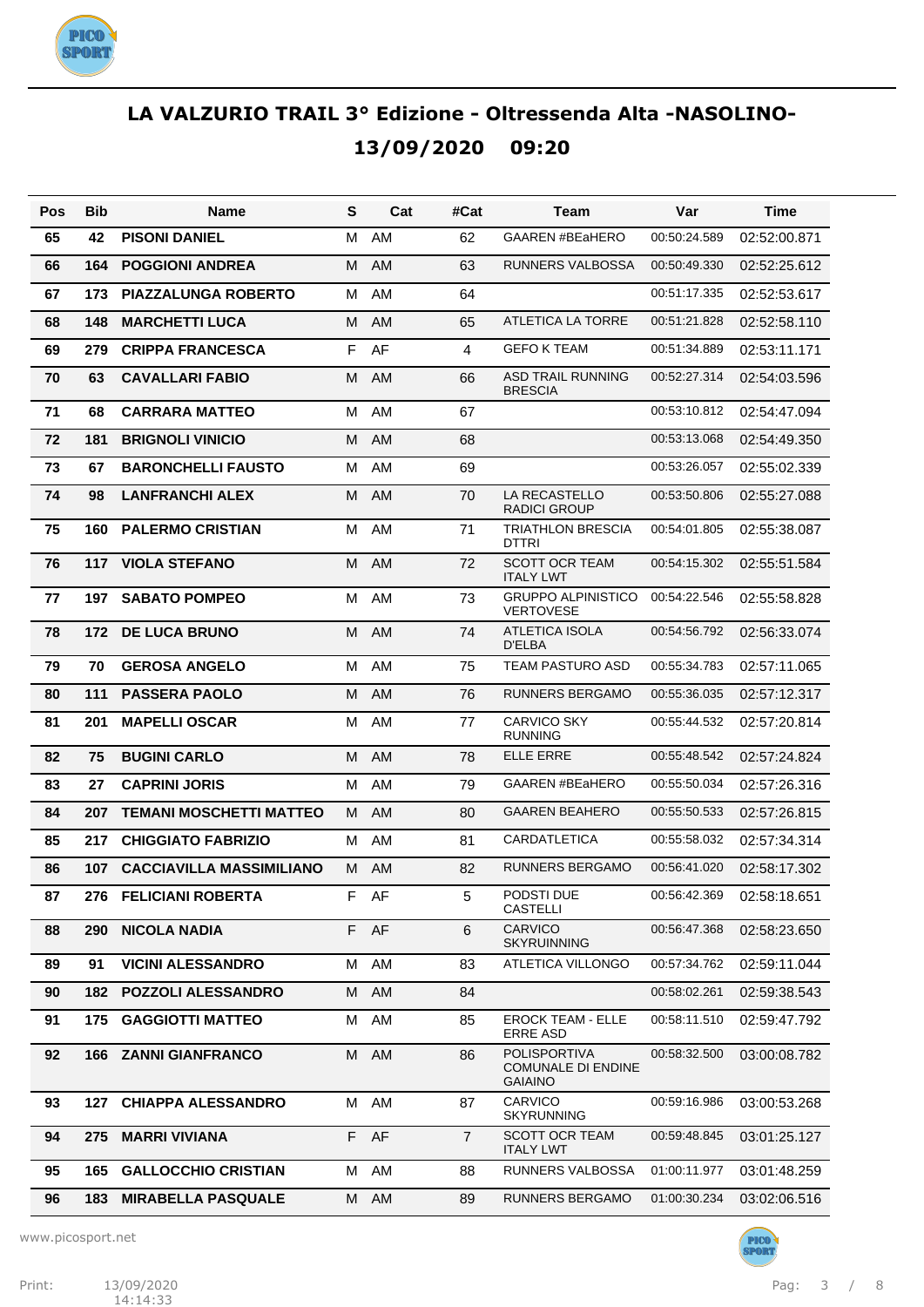# LA VALZURIO TRAIL 3° Edizione - Oltressenda Alta -NASOLINO-

## 13/09/2020 09:20

| Pos | Bib | Name | S | Cat | #Cat | Team | Var | Time |
|---|---|---|---|---|---|---|---|---|
| 65 | 42 | PISONI DANIEL | M | AM | 62 | GAAREN #BEaHERO | 00:50:24.589 | 02:52:00.871 |
| 66 | 164 | POGGIONI ANDREA | M | AM | 63 | RUNNERS VALBOSSA | 00:50:49.330 | 02:52:25.612 |
| 67 | 173 | PIAZZALUNGA ROBERTO | M | AM | 64 | | 00:51:17.335 | 02:52:53.617 |
| 68 | 148 | MARCHETTI LUCA | M | AM | 65 | ATLETICA LA TORRE | 00:51:21.828 | 02:52:58.110 |
| 69 | 279 | CRIPPA FRANCESCA | F | AF | 4 | GEFO K TEAM | 00:51:34.889 | 02:53:11.171 |
| 70 | 63 | CAVALLARI FABIO | M | AM | 66 | ASD TRAIL RUNNING BRESCIA | 00:52:27.314 | 02:54:03.596 |
| 71 | 68 | CARRARA MATTEO | M | AM | 67 | | 00:53:10.812 | 02:54:47.094 |
| 72 | 181 | BRIGNOLI VINICIO | M | AM | 68 | | 00:53:13.068 | 02:54:49.350 |
| 73 | 67 | BARONCHELLI FAUSTO | M | AM | 69 | | 00:53:26.057 | 02:55:02.339 |
| 74 | 98 | LANFRANCHI ALEX | M | AM | 70 | LA RECASTELLO RADICI GROUP | 00:53:50.806 | 02:55:27.088 |
| 75 | 160 | PALERMO CRISTIAN | M | AM | 71 | TRIATHLON BRESCIA DTTRI | 00:54:01.805 | 02:55:38.087 |
| 76 | 117 | VIOLA STEFANO | M | AM | 72 | SCOTT OCR TEAM ITALY LWT | 00:54:15.302 | 02:55:51.584 |
| 77 | 197 | SABATO POMPEO | M | AM | 73 | GRUPPO ALPINISTICO VERTOVESE | 00:54:22.546 | 02:55:58.828 |
| 78 | 172 | DE LUCA BRUNO | M | AM | 74 | ATLETICA ISOLA D'ELBA | 00:54:56.792 | 02:56:33.074 |
| 79 | 70 | GEROSA ANGELO | M | AM | 75 | TEAM PASTURO ASD | 00:55:34.783 | 02:57:11.065 |
| 80 | 111 | PASSERA PAOLO | M | AM | 76 | RUNNERS BERGAMO | 00:55:36.035 | 02:57:12.317 |
| 81 | 201 | MAPELLI OSCAR | M | AM | 77 | CARVICO SKY RUNNING | 00:55:44.532 | 02:57:20.814 |
| 82 | 75 | BUGINI CARLO | M | AM | 78 | ELLE ERRE | 00:55:48.542 | 02:57:24.824 |
| 83 | 27 | CAPRINI JORIS | M | AM | 79 | GAAREN #BEaHERO | 00:55:50.034 | 02:57:26.316 |
| 84 | 207 | TEMANI MOSCHETTI MATTEO | M | AM | 80 | GAAREN BEAHERO | 00:55:50.533 | 02:57:26.815 |
| 85 | 217 | CHIGGIATO FABRIZIO | M | AM | 81 | CARDATLETICA | 00:55:58.032 | 02:57:34.314 |
| 86 | 107 | CACCIAVILLA MASSIMILIANO | M | AM | 82 | RUNNERS BERGAMO | 00:56:41.020 | 02:58:17.302 |
| 87 | 276 | FELICIANI ROBERTA | F | AF | 5 | PODSTI DUE CASTELLI | 00:56:42.369 | 02:58:18.651 |
| 88 | 290 | NICOLA NADIA | F | AF | 6 | CARVICO SKYRUINNING | 00:56:47.368 | 02:58:23.650 |
| 89 | 91 | VICINI ALESSANDRO | M | AM | 83 | ATLETICA VILLONGO | 00:57:34.762 | 02:59:11.044 |
| 90 | 182 | POZZOLI ALESSANDRO | M | AM | 84 | | 00:58:02.261 | 02:59:38.543 |
| 91 | 175 | GAGGIOTTI MATTEO | M | AM | 85 | EROCK TEAM - ELLE ERRE ASD | 00:58:11.510 | 02:59:47.792 |
| 92 | 166 | ZANNI GIANFRANCO | M | AM | 86 | POLISPORTIVA COMUNALE DI ENDINE GAIAINO | 00:58:32.500 | 03:00:08.782 |
| 93 | 127 | CHIAPPA ALESSANDRO | M | AM | 87 | CARVICO SKYRUNNING | 00:59:16.986 | 03:00:53.268 |
| 94 | 275 | MARRI VIVIANA | F | AF | 7 | SCOTT OCR TEAM ITALY LWT | 00:59:48.845 | 03:01:25.127 |
| 95 | 165 | GALLOCCHIO CRISTIAN | M | AM | 88 | RUNNERS VALBOSSA | 01:00:11.977 | 03:01:48.259 |
| 96 | 183 | MIRABELLA PASQUALE | M | AM | 89 | RUNNERS BERGAMO | 01:00:30.234 | 03:02:06.516 |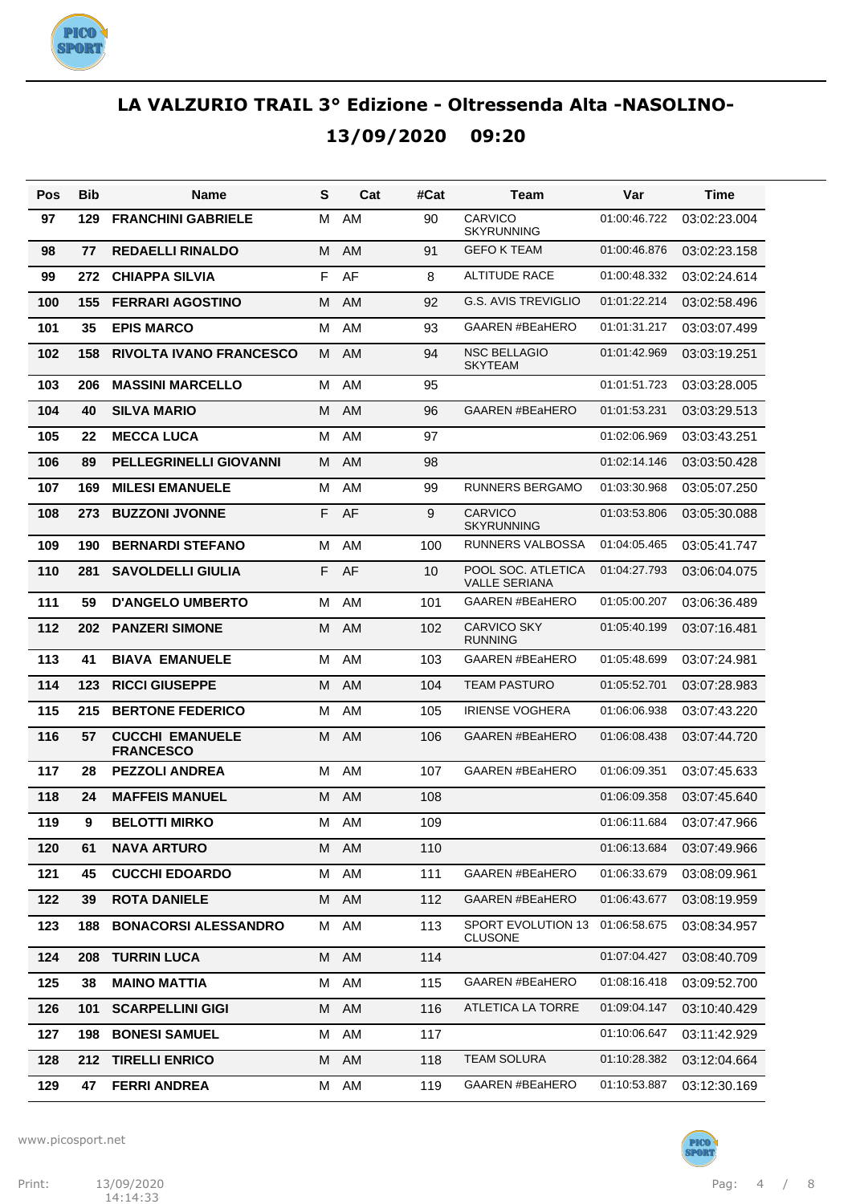# LA VALZURIO TRAIL 3° Edizione - Oltressenda Alta -NASOLINO-

## 13/09/2020 09:20

| Pos | Bib | Name | S | Cat | #Cat | Team | Var | Time |
|---|---|---|---|---|---|---|---|---|
| 97 | 129 | FRANCHINI GABRIELE | M | AM | 90 | CARVICO SKYRUNNING | 01:00:46.722 | 03:02:23.004 |
| 98 | 77 | REDAELLI RINALDO | M | AM | 91 | GEFO K TEAM | 01:00:46.876 | 03:02:23.158 |
| 99 | 272 | CHIAPPA SILVIA | F | AF | 8 | ALTITUDE RACE | 01:00:48.332 | 03:02:24.614 |
| 100 | 155 | FERRARI AGOSTINO | M | AM | 92 | G.S. AVIS TREVIGLIO | 01:01:22.214 | 03:02:58.496 |
| 101 | 35 | EPIS MARCO | M | AM | 93 | GAAREN #BEaHERO | 01:01:31.217 | 03:03:07.499 |
| 102 | 158 | RIVOLTA IVANO FRANCESCO | M | AM | 94 | NSC BELLAGIO SKYTEAM | 01:01:42.969 | 03:03:19.251 |
| 103 | 206 | MASSINI MARCELLO | M | AM | 95 | | 01:01:51.723 | 03:03:28.005 |
| 104 | 40 | SILVA MARIO | M | AM | 96 | GAAREN #BEaHERO | 01:01:53.231 | 03:03:29.513 |
| 105 | 22 | MECCA LUCA | M | AM | 97 | | 01:02:06.969 | 03:03:43.251 |
| 106 | 89 | PELLEGRINELLI GIOVANNI | M | AM | 98 | | 01:02:14.146 | 03:03:50.428 |
| 107 | 169 | MILESI EMANUELE | M | AM | 99 | RUNNERS BERGAMO | 01:03:30.968 | 03:05:07.250 |
| 108 | 273 | BUZZONI JVONNE | F | AF | 9 | CARVICO SKYRUNNING | 01:03:53.806 | 03:05:30.088 |
| 109 | 190 | BERNARDI STEFANO | M | AM | 100 | RUNNERS VALBOSSA | 01:04:05.465 | 03:05:41.747 |
| 110 | 281 | SAVOLDELLI GIULIA | F | AF | 10 | POOL SOC. ATLETICA VALLE SERIANA | 01:04:27.793 | 03:06:04.075 |
| 111 | 59 | D'ANGELO UMBERTO | M | AM | 101 | GAAREN #BEaHERO | 01:05:00.207 | 03:06:36.489 |
| 112 | 202 | PANZERI SIMONE | M | AM | 102 | CARVICO SKY RUNNING | 01:05:40.199 | 03:07:16.481 |
| 113 | 41 | BIAVA EMANUELE | M | AM | 103 | GAAREN #BEaHERO | 01:05:48.699 | 03:07:24.981 |
| 114 | 123 | RICCI GIUSEPPE | M | AM | 104 | TEAM PASTURO | 01:05:52.701 | 03:07:28.983 |
| 115 | 215 | BERTONE FEDERICO | M | AM | 105 | IRIENSE VOGHERA | 01:06:06.938 | 03:07:43.220 |
| 116 | 57 | CUCCHI EMANUELE FRANCESCO | M | AM | 106 | GAAREN #BEaHERO | 01:06:08.438 | 03:07:44.720 |
| 117 | 28 | PEZZOLI ANDREA | M | AM | 107 | GAAREN #BEaHERO | 01:06:09.351 | 03:07:45.633 |
| 118 | 24 | MAFFEIS MANUEL | M | AM | 108 | | 01:06:09.358 | 03:07:45.640 |
| 119 | 9 | BELOTTI MIRKO | M | AM | 109 | | 01:06:11.684 | 03:07:47.966 |
| 120 | 61 | NAVA ARTURO | M | AM | 110 | | 01:06:13.684 | 03:07:49.966 |
| 121 | 45 | CUCCHI EDOARDO | M | AM | 111 | GAAREN #BEaHERO | 01:06:33.679 | 03:08:09.961 |
| 122 | 39 | ROTA DANIELE | M | AM | 112 | GAAREN #BEaHERO | 01:06:43.677 | 03:08:19.959 |
| 123 | 188 | BONACORSI ALESSANDRO | M | AM | 113 | SPORT EVOLUTION 13 CLUSONE | 01:06:58.675 | 03:08:34.957 |
| 124 | 208 | TURRIN LUCA | M | AM | 114 | | 01:07:04.427 | 03:08:40.709 |
| 125 | 38 | MAINO MATTIA | M | AM | 115 | GAAREN #BEaHERO | 01:08:16.418 | 03:09:52.700 |
| 126 | 101 | SCARPELLINI GIGI | M | AM | 116 | ATLETICA LA TORRE | 01:09:04.147 | 03:10:40.429 |
| 127 | 198 | BONESI SAMUEL | M | AM | 117 | | 01:10:06.647 | 03:11:42.929 |
| 128 | 212 | TIRELLI ENRICO | M | AM | 118 | TEAM SOLURA | 01:10:28.382 | 03:12:04.664 |
| 129 | 47 | FERRI ANDREA | M | AM | 119 | GAAREN #BEaHERO | 01:10:53.887 | 03:12:30.169 |

www.picosport.net

Print: 13/09/2020 14:14:33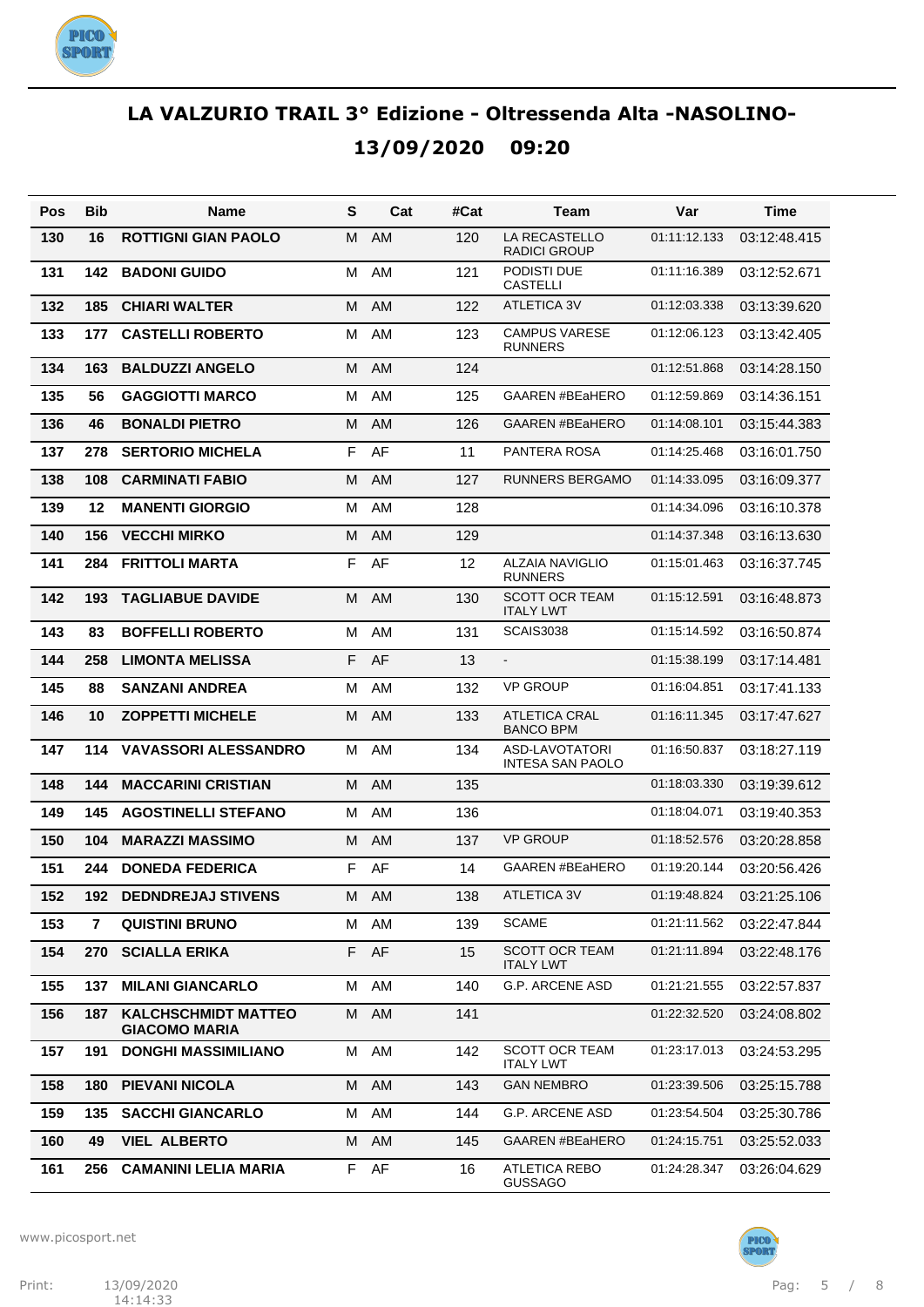# LA VALZURIO TRAIL 3° Edizione - Oltressenda Alta -NASOLINO-

## 13/09/2020 09:20

| Pos | Bib | Name | S | Cat | #Cat | Team | Var | Time |
|---|---|---|---|---|---|---|---|---|
| 130 | 16 | ROTTIGNI GIAN PAOLO | M | AM | 120 | LA RECASTELLO RADICI GROUP | 01:11:12.133 | 03:12:48.415 |
| 131 | 142 | BADONI GUIDO | M | AM | 121 | PODISTI DUE CASTELLI | 01:11:16.389 | 03:12:52.671 |
| 132 | 185 | CHIARI WALTER | M | AM | 122 | ATLETICA 3V | 01:12:03.338 | 03:13:39.620 |
| 133 | 177 | CASTELLI ROBERTO | M | AM | 123 | CAMPUS VARESE RUNNERS | 01:12:06.123 | 03:13:42.405 |
| 134 | 163 | BALDUZZI ANGELO | M | AM | 124 | | 01:12:51.868 | 03:14:28.150 |
| 135 | 56 | GAGGIOTTI MARCO | M | AM | 125 | GAAREN #BEaHERO | 01:12:59.869 | 03:14:36.151 |
| 136 | 46 | BONALDI PIETRO | M | AM | 126 | GAAREN #BEaHERO | 01:14:08.101 | 03:15:44.383 |
| 137 | 278 | SERTORIO MICHELA | F | AF | 11 | PANTERA ROSA | 01:14:25.468 | 03:16:01.750 |
| 138 | 108 | CARMINATI FABIO | M | AM | 127 | RUNNERS BERGAMO | 01:14:33.095 | 03:16:09.377 |
| 139 | 12 | MANENTI GIORGIO | M | AM | 128 | | 01:14:34.096 | 03:16:10.378 |
| 140 | 156 | VECCHI MIRKO | M | AM | 129 | | 01:14:37.348 | 03:16:13.630 |
| 141 | 284 | FRITTOLI MARTA | F | AF | 12 | ALZAIA NAVIGLIO RUNNERS | 01:15:01.463 | 03:16:37.745 |
| 142 | 193 | TAGLIABUE DAVIDE | M | AM | 130 | SCOTT OCR TEAM ITALY LWT | 01:15:12.591 | 03:16:48.873 |
| 143 | 83 | BOFFELLI ROBERTO | M | AM | 131 | SCAIS3038 | 01:15:14.592 | 03:16:50.874 |
| 144 | 258 | LIMONTA MELISSA | F | AF | 13 | - | 01:15:38.199 | 03:17:14.481 |
| 145 | 88 | SANZANI ANDREA | M | AM | 132 | VP GROUP | 01:16:04.851 | 03:17:41.133 |
| 146 | 10 | ZOPPETTI MICHELE | M | AM | 133 | ATLETICA CRAL BANCO BPM | 01:16:11.345 | 03:17:47.627 |
| 147 | 114 | VAVASSORI ALESSANDRO | M | AM | 134 | ASD-LAVOTATORI INTESA SAN PAOLO | 01:16:50.837 | 03:18:27.119 |
| 148 | 144 | MACCARINI CRISTIAN | M | AM | 135 | | 01:18:03.330 | 03:19:39.612 |
| 149 | 145 | AGOSTINELLI STEFANO | M | AM | 136 | | 01:18:04.071 | 03:19:40.353 |
| 150 | 104 | MARAZZI MASSIMO | M | AM | 137 | VP GROUP | 01:18:52.576 | 03:20:28.858 |
| 151 | 244 | DONEDA FEDERICA | F | AF | 14 | GAAREN #BEaHERO | 01:19:20.144 | 03:20:56.426 |
| 152 | 192 | DEDNDREJAJ STIVENS | M | AM | 138 | ATLETICA 3V | 01:19:48.824 | 03:21:25.106 |
| 153 | 7 | QUISTINI BRUNO | M | AM | 139 | SCAME | 01:21:11.562 | 03:22:47.844 |
| 154 | 270 | SCIALLA ERIKA | F | AF | 15 | SCOTT OCR TEAM ITALY LWT | 01:21:11.894 | 03:22:48.176 |
| 155 | 137 | MILANI GIANCARLO | M | AM | 140 | G.P. ARCENE ASD | 01:21:21.555 | 03:22:57.837 |
| 156 | 187 | KALCHSCHMIDT MATTEO GIACOMO MARIA | M | AM | 141 | | 01:22:32.520 | 03:24:08.802 |
| 157 | 191 | DONGHI MASSIMILIANO | M | AM | 142 | SCOTT OCR TEAM ITALY LWT | 01:23:17.013 | 03:24:53.295 |
| 158 | 180 | PIEVANI NICOLA | M | AM | 143 | GAN NEMBRO | 01:23:39.506 | 03:25:15.788 |
| 159 | 135 | SACCHI GIANCARLO | M | AM | 144 | G.P. ARCENE ASD | 01:23:54.504 | 03:25:30.786 |
| 160 | 49 | VIEL ALBERTO | M | AM | 145 | GAAREN #BEaHERO | 01:24:15.751 | 03:25:52.033 |
| 161 | 256 | CAMANINI LELIA MARIA | F | AF | 16 | ATLETICA REBO GUSSAGO | 01:24:28.347 | 03:26:04.629 |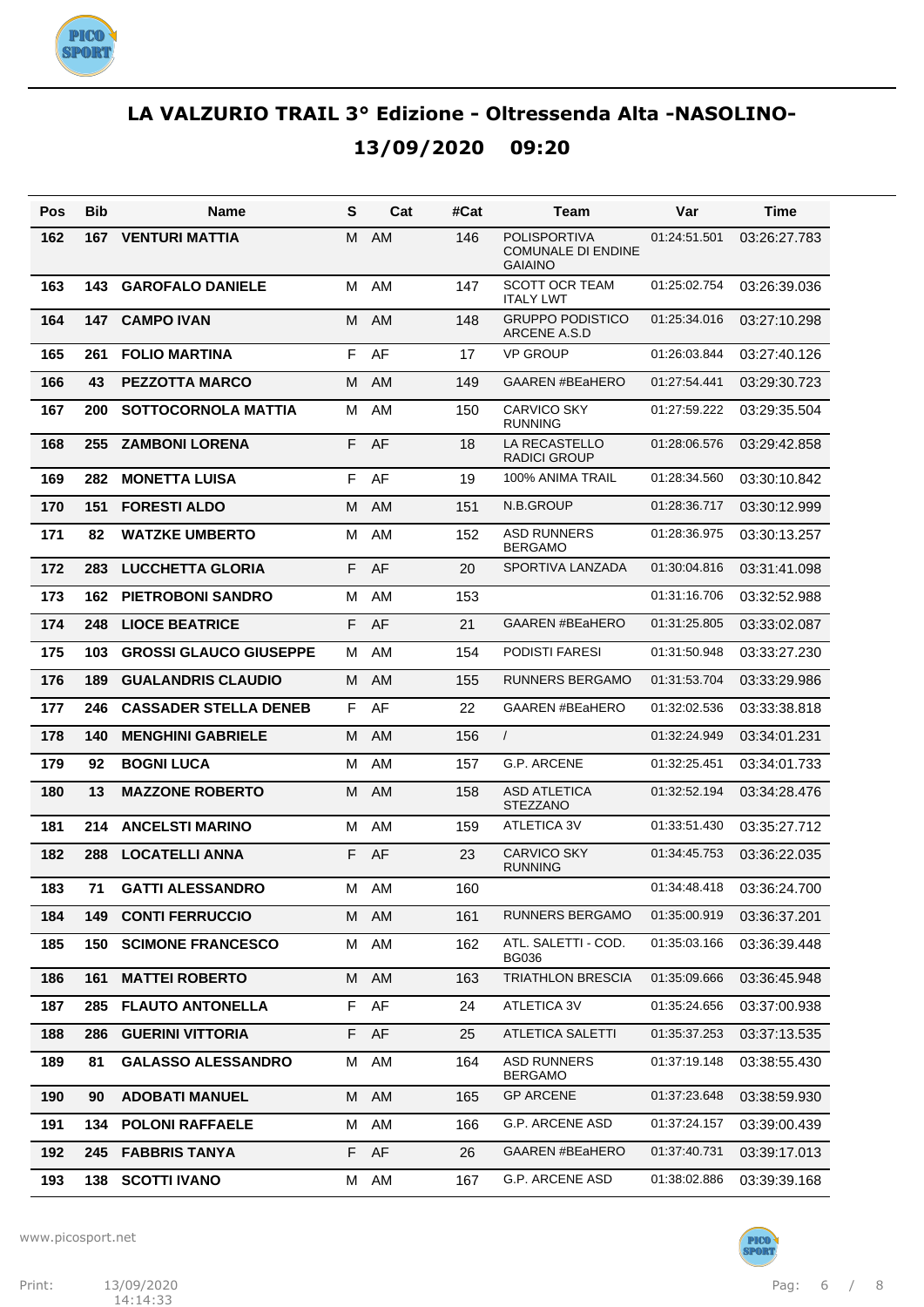# LA VALZURIO TRAIL 3° Edizione - Oltressenda Alta -NASOLINO-

## 13/09/2020 09:20

| Pos | Bib | Name | S | Cat | #Cat | Team | Var | Time |
|---|---|---|---|---|---|---|---|---|
| 162 | 167 | VENTURI MATTIA | M | AM | 146 | POLISPORTIVA COMUNALE DI ENDINE GAIAINO | 01:24:51.501 | 03:26:27.783 |
| 163 | 143 | GAROFALO DANIELE | M | AM | 147 | SCOTT OCR TEAM ITALY LWT | 01:25:02.754 | 03:26:39.036 |
| 164 | 147 | CAMPO IVAN | M | AM | 148 | GRUPPO PODISTICO ARCENE A.S.D | 01:25:34.016 | 03:27:10.298 |
| 165 | 261 | FOLIO MARTINA | F | AF | 17 | VP GROUP | 01:26:03.844 | 03:27:40.126 |
| 166 | 43 | PEZZOTTA MARCO | M | AM | 149 | GAAREN #BEaHERO | 01:27:54.441 | 03:29:30.723 |
| 167 | 200 | SOTTOCORNOLA MATTIA | M | AM | 150 | CARVICO SKY RUNNING | 01:27:59.222 | 03:29:35.504 |
| 168 | 255 | ZAMBONI LORENA | F | AF | 18 | LA RECASTELLO RADICI GROUP | 01:28:06.576 | 03:29:42.858 |
| 169 | 282 | MONETTA LUISA | F | AF | 19 | 100% ANIMA TRAIL | 01:28:34.560 | 03:30:10.842 |
| 170 | 151 | FORESTI ALDO | M | AM | 151 | N.B.GROUP | 01:28:36.717 | 03:30:12.999 |
| 171 | 82 | WATZKE UMBERTO | M | AM | 152 | ASD RUNNERS BERGAMO | 01:28:36.975 | 03:30:13.257 |
| 172 | 283 | LUCCHETTA GLORIA | F | AF | 20 | SPORTIVA LANZADA | 01:30:04.816 | 03:31:41.098 |
| 173 | 162 | PIETROBONI SANDRO | M | AM | 153 | | 01:31:16.706 | 03:32:52.988 |
| 174 | 248 | LIOCE BEATRICE | F | AF | 21 | GAAREN #BEaHERO | 01:31:25.805 | 03:33:02.087 |
| 175 | 103 | GROSSI GLAUCO GIUSEPPE | M | AM | 154 | PODISTI FARESI | 01:31:50.948 | 03:33:27.230 |
| 176 | 189 | GUALANDRIS CLAUDIO | M | AM | 155 | RUNNERS BERGAMO | 01:31:53.704 | 03:33:29.986 |
| 177 | 246 | CASSADER STELLA DENEB | F | AF | 22 | GAAREN #BEaHERO | 01:32:02.536 | 03:33:38.818 |
| 178 | 140 | MENGHINI GABRIELE | M | AM | 156 | / | 01:32:24.949 | 03:34:01.231 |
| 179 | 92 | BOGNI LUCA | M | AM | 157 | G.P. ARCENE | 01:32:25.451 | 03:34:01.733 |
| 180 | 13 | MAZZONE ROBERTO | M | AM | 158 | ASD ATLETICA STEZZANO | 01:32:52.194 | 03:34:28.476 |
| 181 | 214 | ANCELSTI MARINO | M | AM | 159 | ATLETICA 3V | 01:33:51.430 | 03:35:27.712 |
| 182 | 288 | LOCATELLI ANNA | F | AF | 23 | CARVICO SKY RUNNING | 01:34:45.753 | 03:36:22.035 |
| 183 | 71 | GATTI ALESSANDRO | M | AM | 160 | | 01:34:48.418 | 03:36:24.700 |
| 184 | 149 | CONTI FERRUCCIO | M | AM | 161 | RUNNERS BERGAMO | 01:35:00.919 | 03:36:37.201 |
| 185 | 150 | SCIMONE FRANCESCO | M | AM | 162 | ATL. SALETTI - COD. BG036 | 01:35:03.166 | 03:36:39.448 |
| 186 | 161 | MATTEI ROBERTO | M | AM | 163 | TRIATHLON BRESCIA | 01:35:09.666 | 03:36:45.948 |
| 187 | 285 | FLAUTO ANTONELLA | F | AF | 24 | ATLETICA 3V | 01:35:24.656 | 03:37:00.938 |
| 188 | 286 | GUERINI VITTORIA | F | AF | 25 | ATLETICA SALETTI | 01:35:37.253 | 03:37:13.535 |
| 189 | 81 | GALASSO ALESSANDRO | M | AM | 164 | ASD RUNNERS BERGAMO | 01:37:19.148 | 03:38:55.430 |
| 190 | 90 | ADOBATI MANUEL | M | AM | 165 | GP ARCENE | 01:37:23.648 | 03:38:59.930 |
| 191 | 134 | POLONI RAFFAELE | M | AM | 166 | G.P. ARCENE ASD | 01:37:24.157 | 03:39:00.439 |
| 192 | 245 | FABBRIS TANYA | F | AF | 26 | GAAREN #BEaHERO | 01:37:40.731 | 03:39:17.013 |
| 193 | 138 | SCOTTI IVANO | M | AM | 167 | G.P. ARCENE ASD | 01:38:02.886 | 03:39:39.168 |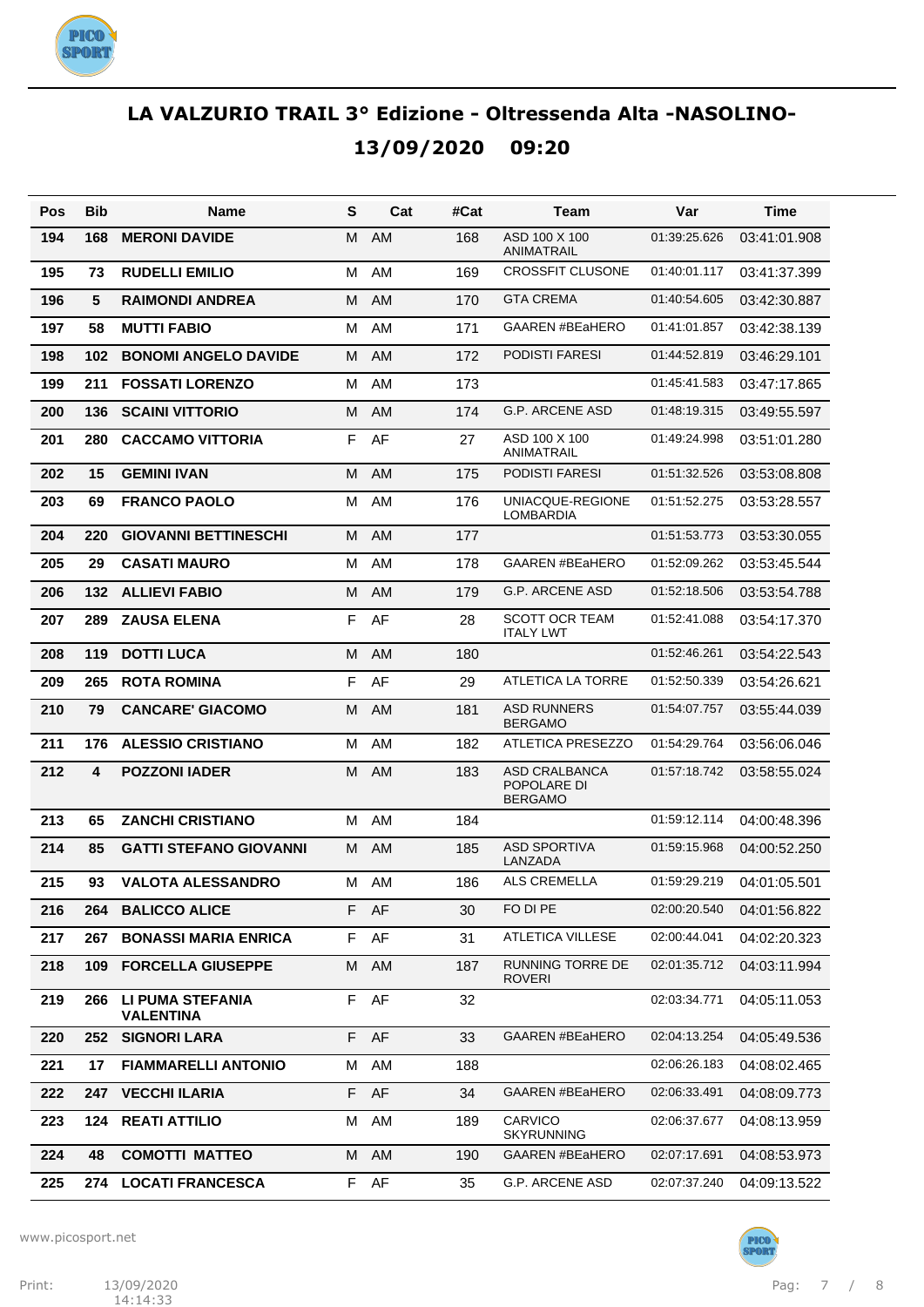# LA VALZURIO TRAIL 3° Edizione - Oltressenda Alta -NASOLINO-

## 13/09/2020 09:20

| Pos | Bib | Name | S | Cat | #Cat | Team | Var | Time |
|---|---|---|---|---|---|---|---|---|
| 194 | 168 | MERONI DAVIDE | M | AM | 168 | ASD 100 X 100 ANIMATRAIL | 01:39:25.626 | 03:41:01.908 |
| 195 | 73 | RUDELLI EMILIO | M | AM | 169 | CROSSFIT CLUSONE | 01:40:01.117 | 03:41:37.399 |
| 196 | 5 | RAIMONDI ANDREA | M | AM | 170 | GTA CREMA | 01:40:54.605 | 03:42:30.887 |
| 197 | 58 | MUTTI FABIO | M | AM | 171 | GAAREN #BEaHERO | 01:41:01.857 | 03:42:38.139 |
| 198 | 102 | BONOMI ANGELO DAVIDE | M | AM | 172 | PODISTI FARESI | 01:44:52.819 | 03:46:29.101 |
| 199 | 211 | FOSSATI LORENZO | M | AM | 173 | | 01:45:41.583 | 03:47:17.865 |
| 200 | 136 | SCAINI VITTORIO | M | AM | 174 | G.P. ARCENE ASD | 01:48:19.315 | 03:49:55.597 |
| 201 | 280 | CACCAMO VITTORIA | F | AF | 27 | ASD 100 X 100 ANIMATRAIL | 01:49:24.998 | 03:51:01.280 |
| 202 | 15 | GEMINI IVAN | M | AM | 175 | PODISTI FARESI | 01:51:32.526 | 03:53:08.808 |
| 203 | 69 | FRANCO PAOLO | M | AM | 176 | UNIACQUE-REGIONE LOMBARDIA | 01:51:52.275 | 03:53:28.557 |
| 204 | 220 | GIOVANNI BETTINESCHI | M | AM | 177 | | 01:51:53.773 | 03:53:30.055 |
| 205 | 29 | CASATI MAURO | M | AM | 178 | GAAREN #BEaHERO | 01:52:09.262 | 03:53:45.544 |
| 206 | 132 | ALLIEVI FABIO | M | AM | 179 | G.P. ARCENE ASD | 01:52:18.506 | 03:53:54.788 |
| 207 | 289 | ZAUSA ELENA | F | AF | 28 | SCOTT OCR TEAM ITALY LWT | 01:52:41.088 | 03:54:17.370 |
| 208 | 119 | DOTTI LUCA | M | AM | 180 | | 01:52:46.261 | 03:54:22.543 |
| 209 | 265 | ROTA ROMINA | F | AF | 29 | ATLETICA LA TORRE | 01:52:50.339 | 03:54:26.621 |
| 210 | 79 | CANCARE' GIACOMO | M | AM | 181 | ASD RUNNERS BERGAMO | 01:54:07.757 | 03:55:44.039 |
| 211 | 176 | ALESSIO CRISTIANO | M | AM | 182 | ATLETICA PRESEZZO | 01:54:29.764 | 03:56:06.046 |
| 212 | 4 | POZZONI IADER | M | AM | 183 | ASD CRALBANCA POPOLARE DI BERGAMO | 01:57:18.742 | 03:58:55.024 |
| 213 | 65 | ZANCHI CRISTIANO | M | AM | 184 | | 01:59:12.114 | 04:00:48.396 |
| 214 | 85 | GATTI STEFANO GIOVANNI | M | AM | 185 | ASD SPORTIVA LANZADA | 01:59:15.968 | 04:00:52.250 |
| 215 | 93 | VALOTA ALESSANDRO | M | AM | 186 | ALS CREMELLA | 01:59:29.219 | 04:01:05.501 |
| 216 | 264 | BALICCO ALICE | F | AF | 30 | FO DI PE | 02:00:20.540 | 04:01:56.822 |
| 217 | 267 | BONASSI MARIA ENRICA | F | AF | 31 | ATLETICA VILLESE | 02:00:44.041 | 04:02:20.323 |
| 218 | 109 | FORCELLA GIUSEPPE | M | AM | 187 | RUNNING TORRE DE ROVERI | 02:01:35.712 | 04:03:11.994 |
| 219 | 266 | LI PUMA STEFANIA VALENTINA | F | AF | 32 | | 02:03:34.771 | 04:05:11.053 |
| 220 | 252 | SIGNORI LARA | F | AF | 33 | GAAREN #BEaHERO | 02:04:13.254 | 04:05:49.536 |
| 221 | 17 | FIAMMARELLI ANTONIO | M | AM | 188 | | 02:06:26.183 | 04:08:02.465 |
| 222 | 247 | VECCHI ILARIA | F | AF | 34 | GAAREN #BEaHERO | 02:06:33.491 | 04:08:09.773 |
| 223 | 124 | REATI ATTILIO | M | AM | 189 | CARVICO SKYRUNNING | 02:06:37.677 | 04:08:13.959 |
| 224 | 48 | COMOTTI MATTEO | M | AM | 190 | GAAREN #BEaHERO | 02:07:17.691 | 04:08:53.973 |
| 225 | 274 | LOCATI FRANCESCA | F | AF | 35 | G.P. ARCENE ASD | 02:07:37.240 | 04:09:13.522 |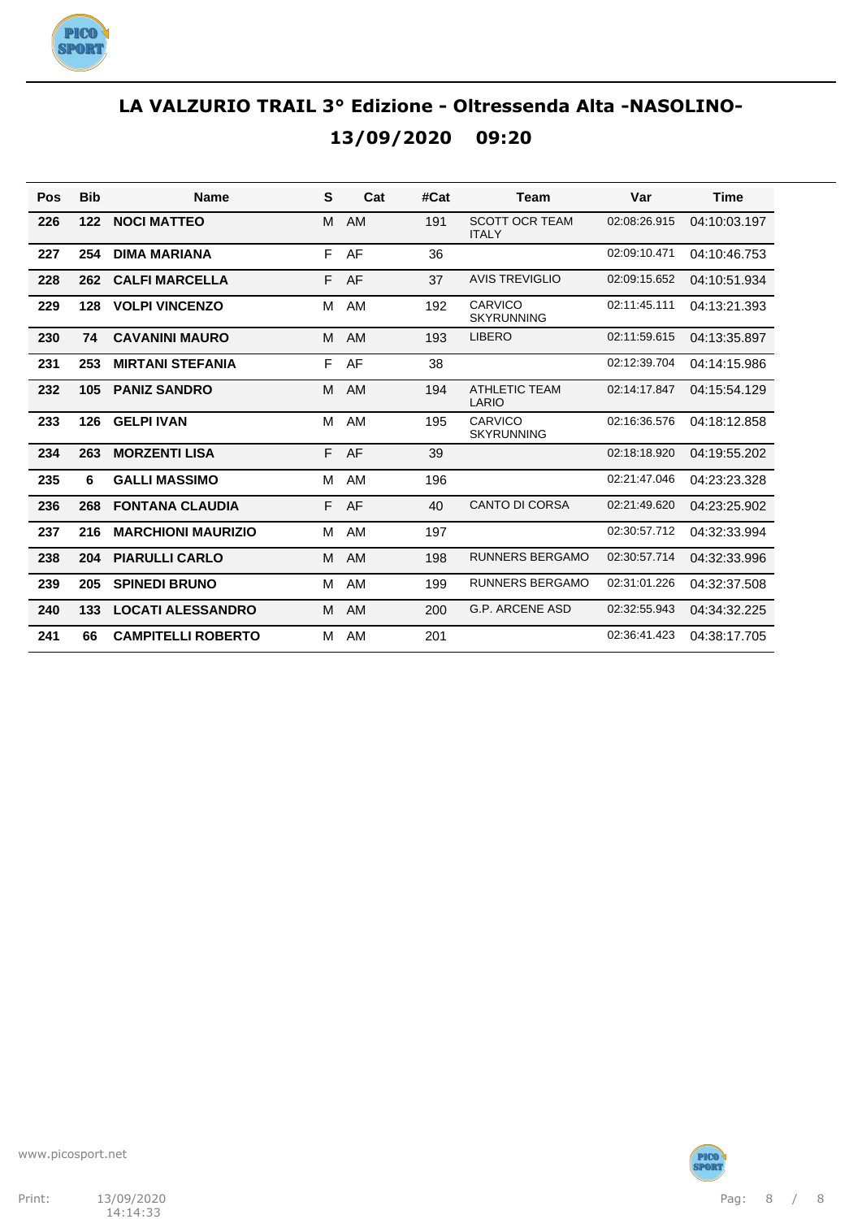# LA VALZURIO TRAIL 3° Edizione - Oltressenda Alta -NASOLINO-

## 13/09/2020 09:20

| Pos | Bib | Name | S | Cat | #Cat | Team | Var | Time |
|---|---|---|---|---|---|---|---|---|
| 226 | 122 | **NOCI MATTEO** | M | AM | 191 | SCOTT OCR TEAM ITALY | 02:08:26.915 | 04:10:03.197 |
| 227 | 254 | **DIMA MARIANA** | F | AF | 36 | | 02:09:10.471 | 04:10:46.753 |
| 228 | 262 | **CALFI MARCELLA** | F | AF | 37 | AVIS TREVIGLIO | 02:09:15.652 | 04:10:51.934 |
| 229 | 128 | **VOLPI VINCENZO** | M | AM | 192 | CARVICO SKYRUNNING | 02:11:45.111 | 04:13:21.393 |
| 230 | 74 | **CAVANINI MAURO** | M | AM | 193 | LIBERO | 02:11:59.615 | 04:13:35.897 |
| 231 | 253 | **MIRTANI STEFANIA** | F | AF | 38 | | 02:12:39.704 | 04:14:15.986 |
| 232 | 105 | **PANIZ SANDRO** | M | AM | 194 | ATHLETIC TEAM LARIO | 02:14:17.847 | 04:15:54.129 |
| 233 | 126 | **GELPI IVAN** | M | AM | 195 | CARVICO SKYRUNNING | 02:16:36.576 | 04:18:12.858 |
| 234 | 263 | **MORZENTI LISA** | F | AF | 39 | | 02:18:18.920 | 04:19:55.202 |
| 235 | 6 | **GALLI MASSIMO** | M | AM | 196 | | 02:21:47.046 | 04:23:23.328 |
| 236 | 268 | **FONTANA CLAUDIA** | F | AF | 40 | CANTO DI CORSA | 02:21:49.620 | 04:23:25.902 |
| 237 | 216 | **MARCHIONI MAURIZIO** | M | AM | 197 | | 02:30:57.712 | 04:32:33.994 |
| 238 | 204 | **PIARULLI CARLO** | M | AM | 198 | RUNNERS BERGAMO | 02:30:57.714 | 04:32:33.996 |
| 239 | 205 | **SPINEDI BRUNO** | M | AM | 199 | RUNNERS BERGAMO | 02:31:01.226 | 04:32:37.508 |
| 240 | 133 | **LOCATI ALESSANDRO** | M | AM | 200 | G.P. ARCENE ASD | 02:32:55.943 | 04:34:32.225 |
| 241 | 66 | **CAMPITELLI ROBERTO** | M | AM | 201 | | 02:36:41.423 | 04:38:17.705 |